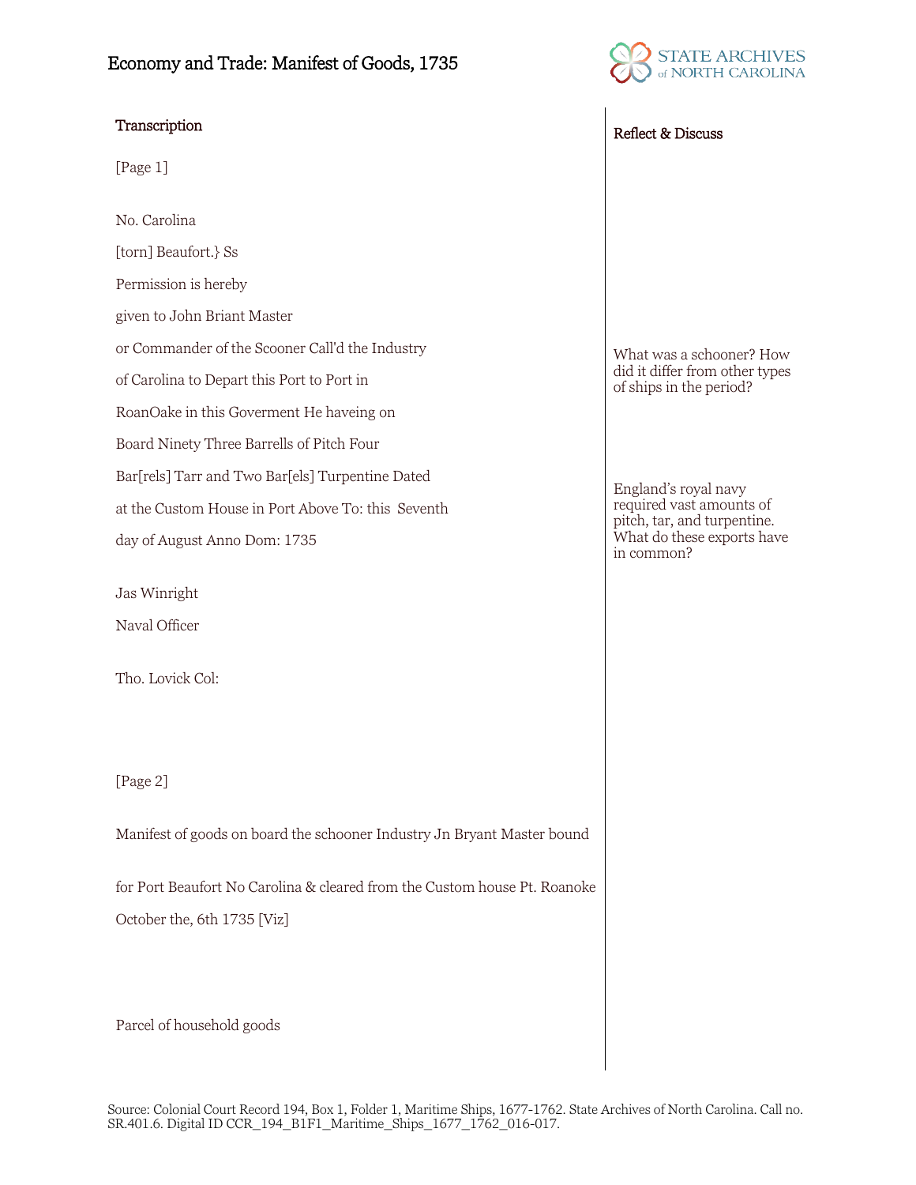# Economy and Trade: Manifest of Goods, 1735

STATE ARCHIVES of NORTH CAROLINA

## Transcription

[Page 1]

No. Carolina

[torn] Beaufort.} Ss

Permission is hereby

given to John Briant Master

or Commander of the Scooner Call'd the Industry

of Carolina to Depart this Port to Port in

RoanOake in this Goverment He haveing on

Board Ninety Three Barrells of Pitch Four

Bar[rels] Tarr and Two Bar[els] Turpentine Dated

at the Custom House in Port Above To: this Seventh

day of August Anno Dom: 1735

Jas Winright

Naval Officer

Tho. Lovick Col:

[Page 2]

Manifest of goods on board the schooner Industry Jn Bryant Master bound

for Port Beaufort No Carolina & cleared from the Custom house Pt. Roanoke

October the, 6th 1735 [Viz]

Parcel of household goods

## Reflect & Discuss

What was a schooner? How did it differ from other types of ships in the period?

England's royal navy required vast amounts of pitch, tar, and turpentine. What do these exports have in common?

Source: Colonial Court Record 194, Box 1, Folder 1, Maritime Ships, 1677-1762. State Archives of North Carolina. Call no. SR.401.6. Digital ID CCR_194_B1F1_Maritime_Ships_1677_1762_016-017.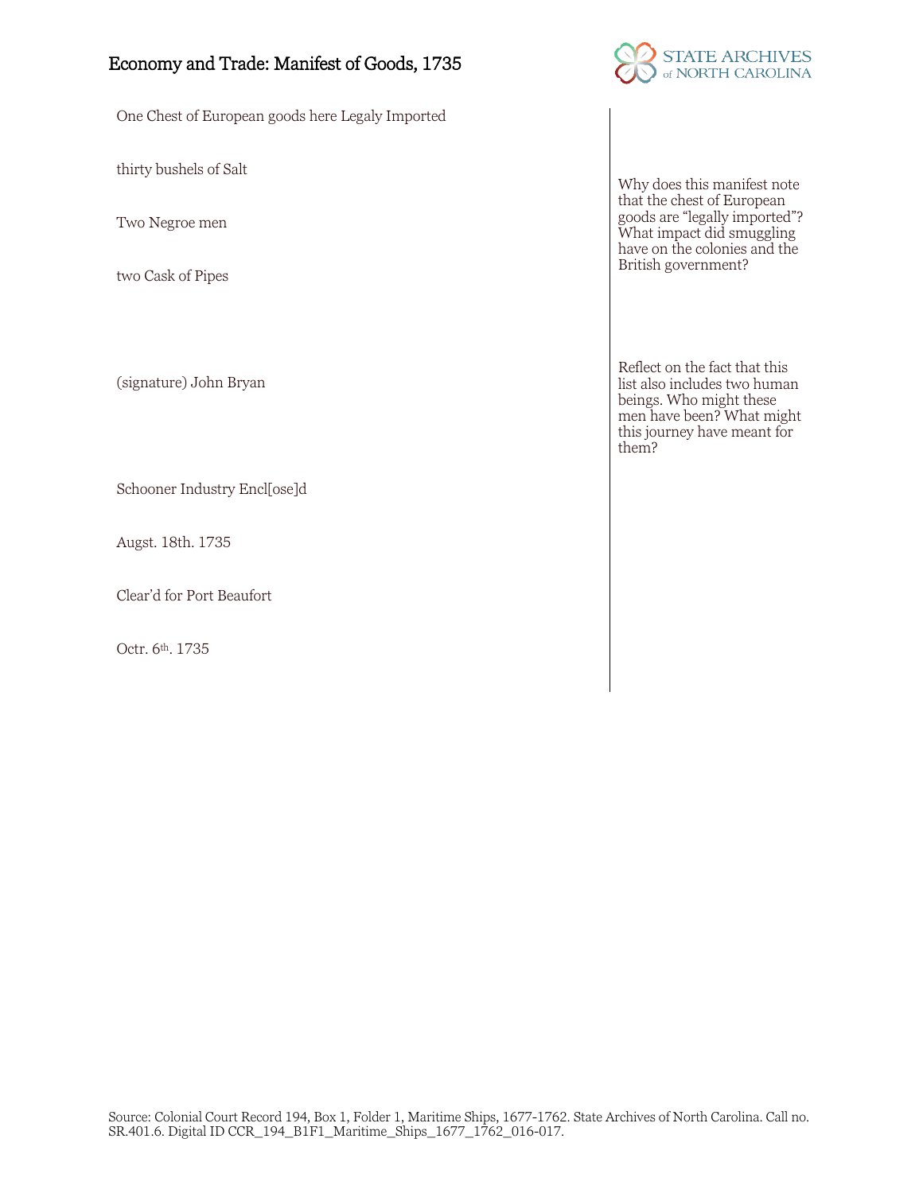# Economy and Trade: Manifest of Goods, 1735

One Chest of European goods here Legaly Imported

thirty bushels of Salt

Two Negroe men

two Cask of Pipes

(signature) John Bryan

Schooner Industry Encl[ose]d

Augst. 18th. 1735

Clear'd for Port Beaufort

Octr. 6th. 1735

Why does this manifest note that the chest of European goods are "legally imported"? What impact did smuggling have on the colonies and the British government?

Reflect on the fact that this list also includes two human beings. Who might these men have been? What might this journey have meant for them?

Source: Colonial Court Record 194, Box 1, Folder 1, Maritime Ships, 1677-1762. State Archives of North Carolina. Call no. SR.401.6. Digital ID CCR_194_B1F1_Maritime_Ships_1677_1762_016-017.